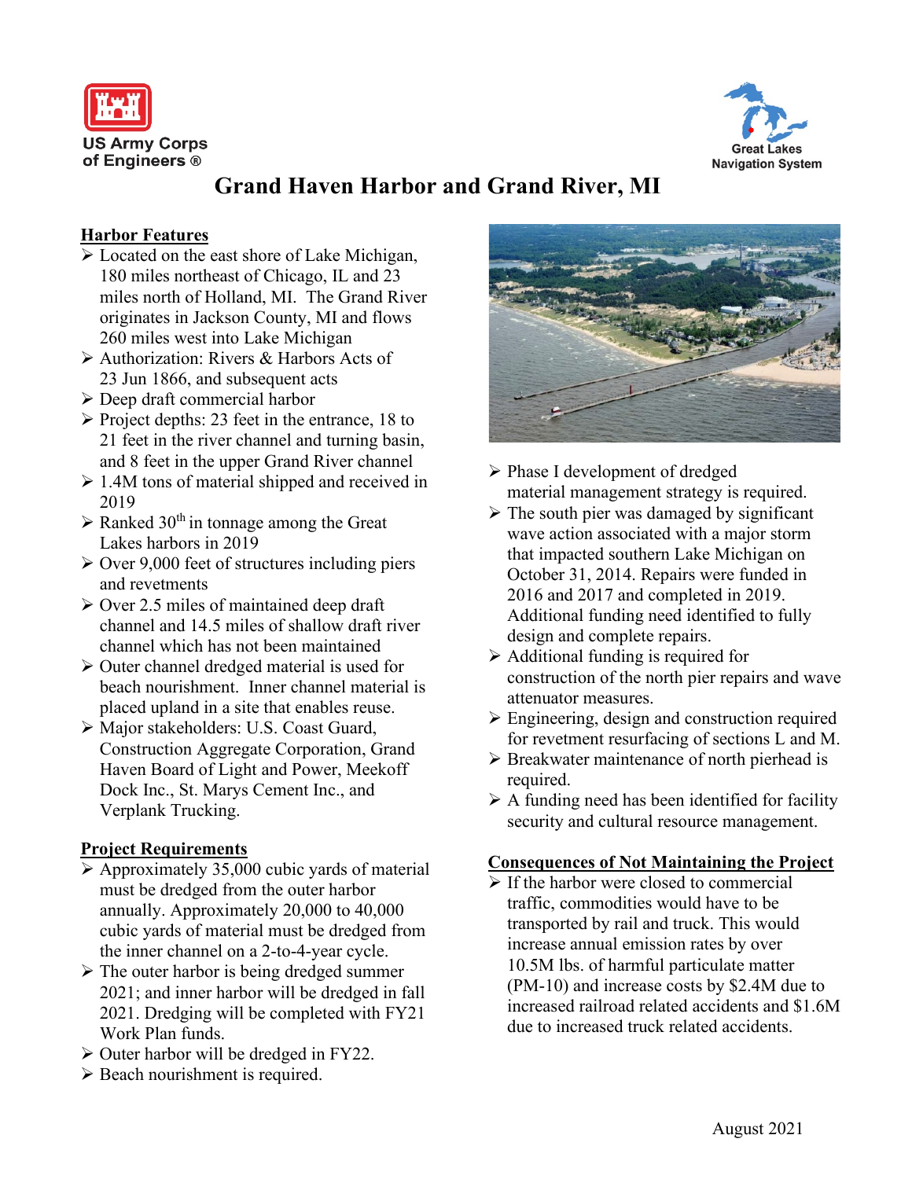US Army Corps of Engineers ®

Great Lakes Navigation System

# Grand Haven Harbor and Grand River, MI

## Harbor Features

- Located on the east shore of Lake Michigan, 180 miles northeast of Chicago, IL and 23 miles north of Holland, MI. The Grand River originates in Jackson County, MI and flows 260 miles west into Lake Michigan
- Authorization: Rivers & Harbors Acts of 23 Jun 1866, and subsequent acts
- Deep draft commercial harbor
- Project depths: 23 feet in the entrance, 18 to 21 feet in the river channel and turning basin, and 8 feet in the upper Grand River channel
- 1.4M tons of material shipped and received in 2019
- Ranked 30th in tonnage among the Great Lakes harbors in 2019
- Over 9,000 feet of structures including piers and revetments
- Over 2.5 miles of maintained deep draft channel and 14.5 miles of shallow draft river channel which has not been maintained
- Outer channel dredged material is used for beach nourishment. Inner channel material is placed upland in a site that enables reuse.
- Major stakeholders: U.S. Coast Guard, Construction Aggregate Corporation, Grand Haven Board of Light and Power, Meekoff Dock Inc., St. Marys Cement Inc., and Verplank Trucking.

## Project Requirements

- Approximately 35,000 cubic yards of material must be dredged from the outer harbor annually. Approximately 20,000 to 40,000 cubic yards of material must be dredged from the inner channel on a 2-to-4-year cycle.
- The outer harbor is being dredged summer 2021; and inner harbor will be dredged in fall 2021. Dredging will be completed with FY21 Work Plan funds.
- Outer harbor will be dredged in FY22.
- Beach nourishment is required.
- Phase I development of dredged material management strategy is required.
- The south pier was damaged by significant wave action associated with a major storm that impacted southern Lake Michigan on October 31, 2014. Repairs were funded in 2016 and 2017 and completed in 2019. Additional funding need identified to fully design and complete repairs.
- Additional funding is required for construction of the north pier repairs and wave attenuator measures.
- Engineering, design and construction required for revetment resurfacing of sections L and M.
- Breakwater maintenance of north pierhead is required.
- A funding need has been identified for facility security and cultural resource management.

## Consequences of Not Maintaining the Project

- If the harbor were closed to commercial traffic, commodities would have to be transported by rail and truck. This would increase annual emission rates by over 10.5M lbs. of harmful particulate matter (PM-10) and increase costs by $2.4M due to increased railroad related accidents and $1.6M due to increased truck related accidents.

August 2021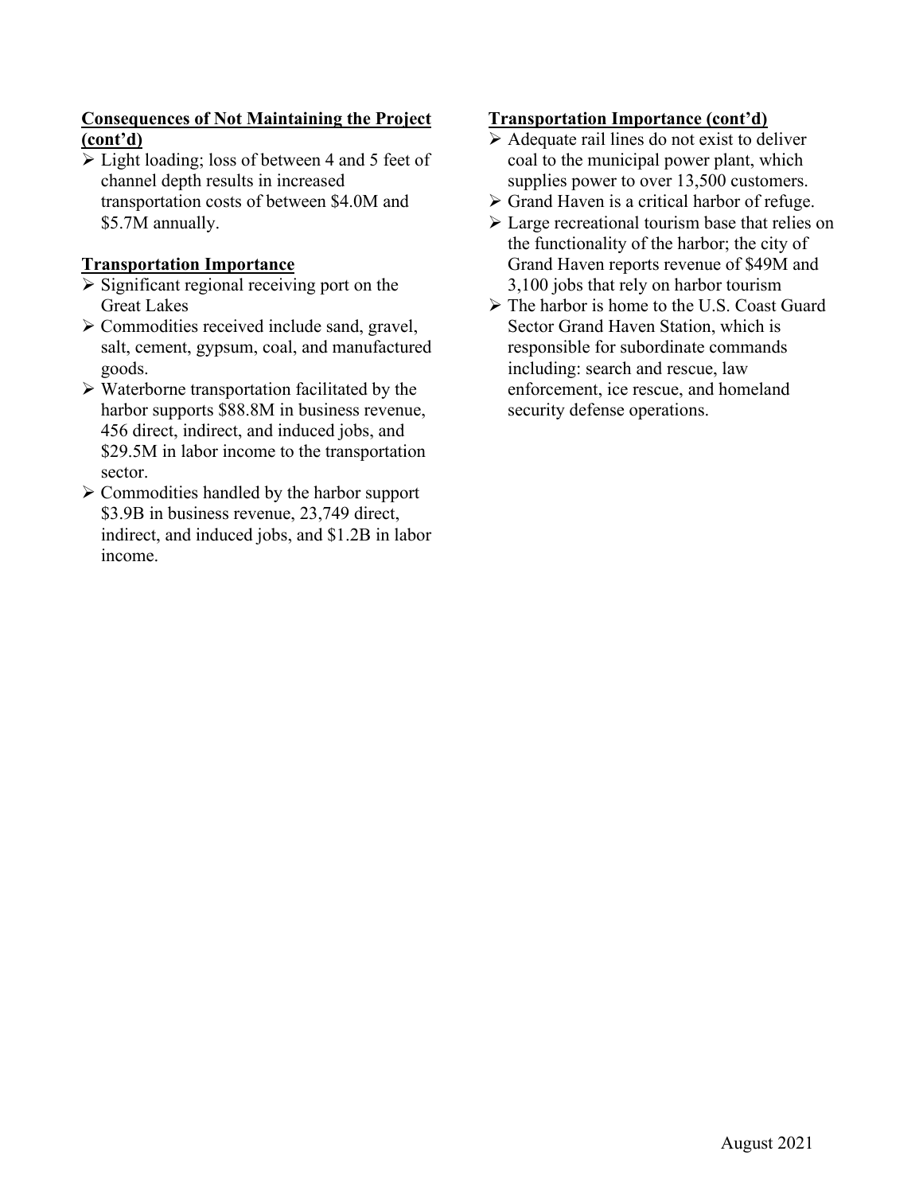**Consequences of Not Maintaining the Project (cont'd)**

- Light loading; loss of between 4 and 5 feet of channel depth results in increased transportation costs of between $4.0M and $5.7M annually.

**Transportation Importance**

- Significant regional receiving port on the Great Lakes
- Commodities received include sand, gravel, salt, cement, gypsum, coal, and manufactured goods.
- Waterborne transportation facilitated by the harbor supports $88.8M in business revenue, 456 direct, indirect, and induced jobs, and $29.5M in labor income to the transportation sector.
- Commodities handled by the harbor support $3.9B in business revenue, 23,749 direct, indirect, and induced jobs, and $1.2B in labor income.

**Transportation Importance (cont'd)**

- Adequate rail lines do not exist to deliver coal to the municipal power plant, which supplies power to over 13,500 customers.
- Grand Haven is a critical harbor of refuge.
- Large recreational tourism base that relies on the functionality of the harbor; the city of Grand Haven reports revenue of $49M and 3,100 jobs that rely on harbor tourism
- The harbor is home to the U.S. Coast Guard Sector Grand Haven Station, which is responsible for subordinate commands including: search and rescue, law enforcement, ice rescue, and homeland security defense operations.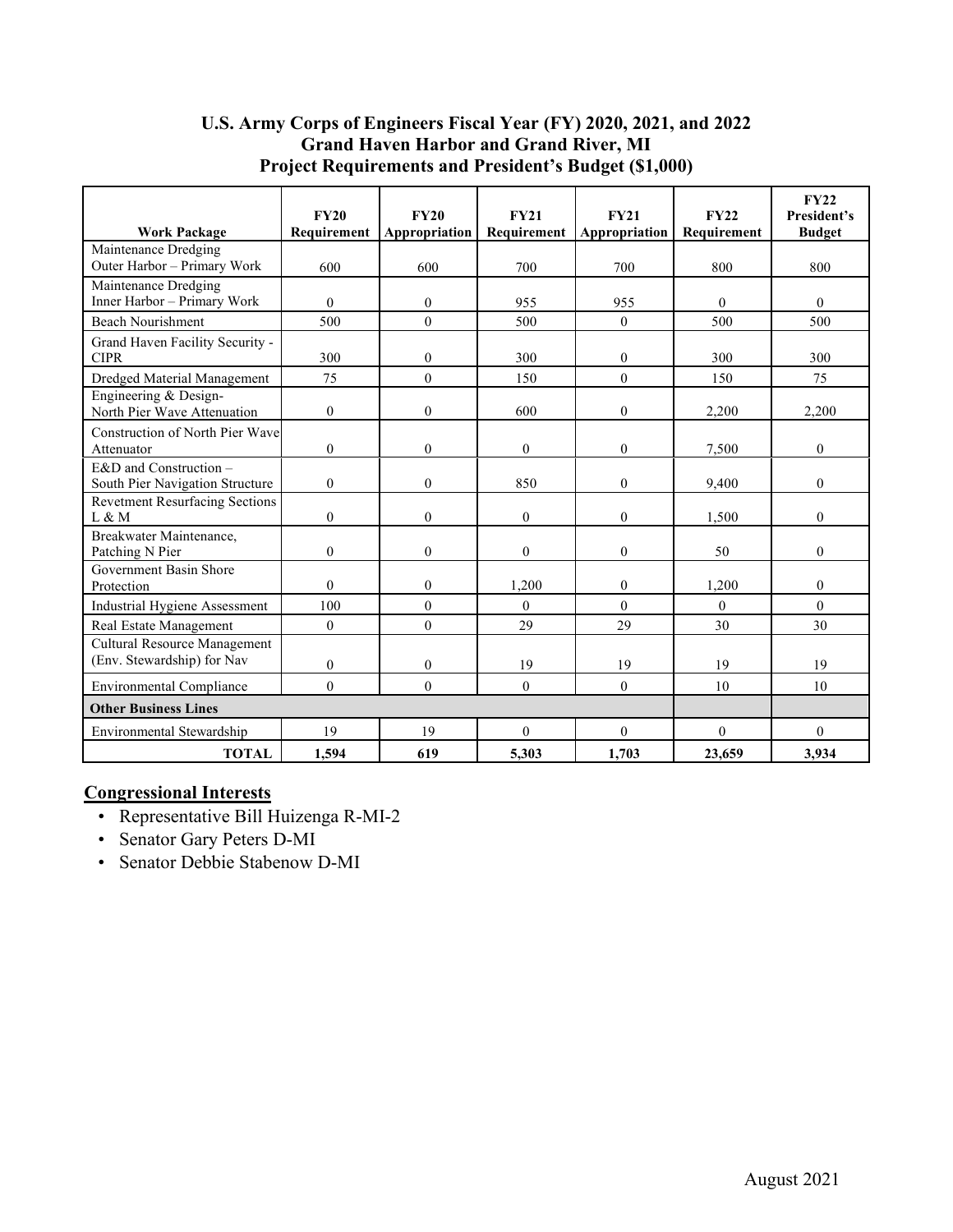## U.S. Army Corps of Engineers Fiscal Year (FY) 2020, 2021, and 2022
## Grand Haven Harbor and Grand River, MI
## Project Requirements and President's Budget ($1,000)

| Work Package | FY20 Requirement | FY20 Appropriation | FY21 Requirement | FY21 Appropriation | FY22 Requirement | FY22 President's Budget |
|---|---|---|---|---|---|---|
| Maintenance Dredging Outer Harbor – Primary Work | 600 | 600 | 700 | 700 | 800 | 800 |
| Maintenance Dredging Inner Harbor – Primary Work | 0 | 0 | 955 | 955 | 0 | 0 |
| Beach Nourishment | 500 | 0 | 500 | 0 | 500 | 500 |
| Grand Haven Facility Security - CIPR | 300 | 0 | 300 | 0 | 300 | 300 |
| Dredged Material Management | 75 | 0 | 150 | 0 | 150 | 75 |
| Engineering & Design- North Pier Wave Attenuation | 0 | 0 | 600 | 0 | 2,200 | 2,200 |
| Construction of North Pier Wave Attenuator | 0 | 0 | 0 | 0 | 7,500 | 0 |
| E&D and Construction – South Pier Navigation Structure | 0 | 0 | 850 | 0 | 9,400 | 0 |
| Revetment Resurfacing Sections L & M | 0 | 0 | 0 | 0 | 1,500 | 0 |
| Breakwater Maintenance, Patching N Pier | 0 | 0 | 0 | 0 | 50 | 0 |
| Government Basin Shore Protection | 0 | 0 | 1,200 | 0 | 1,200 | 0 |
| Industrial Hygiene Assessment | 100 | 0 | 0 | 0 | 0 | 0 |
| Real Estate Management | 0 | 0 | 29 | 29 | 30 | 30 |
| Cultural Resource Management (Env. Stewardship) for Nav | 0 | 0 | 19 | 19 | 19 | 19 |
| Environmental Compliance | 0 | 0 | 0 | 0 | 10 | 10 |
| **Other Business Lines** | | | | | | |
| Environmental Stewardship | 19 | 19 | 0 | 0 | 0 | 0 |
| **TOTAL** | **1,594** | **619** | **5,303** | **1,703** | **23,659** | **3,934** |

## Congressional Interests

- Representative Bill Huizenga R-MI-2
- Senator Gary Peters D-MI
- Senator Debbie Stabenow D-MI

August 2021